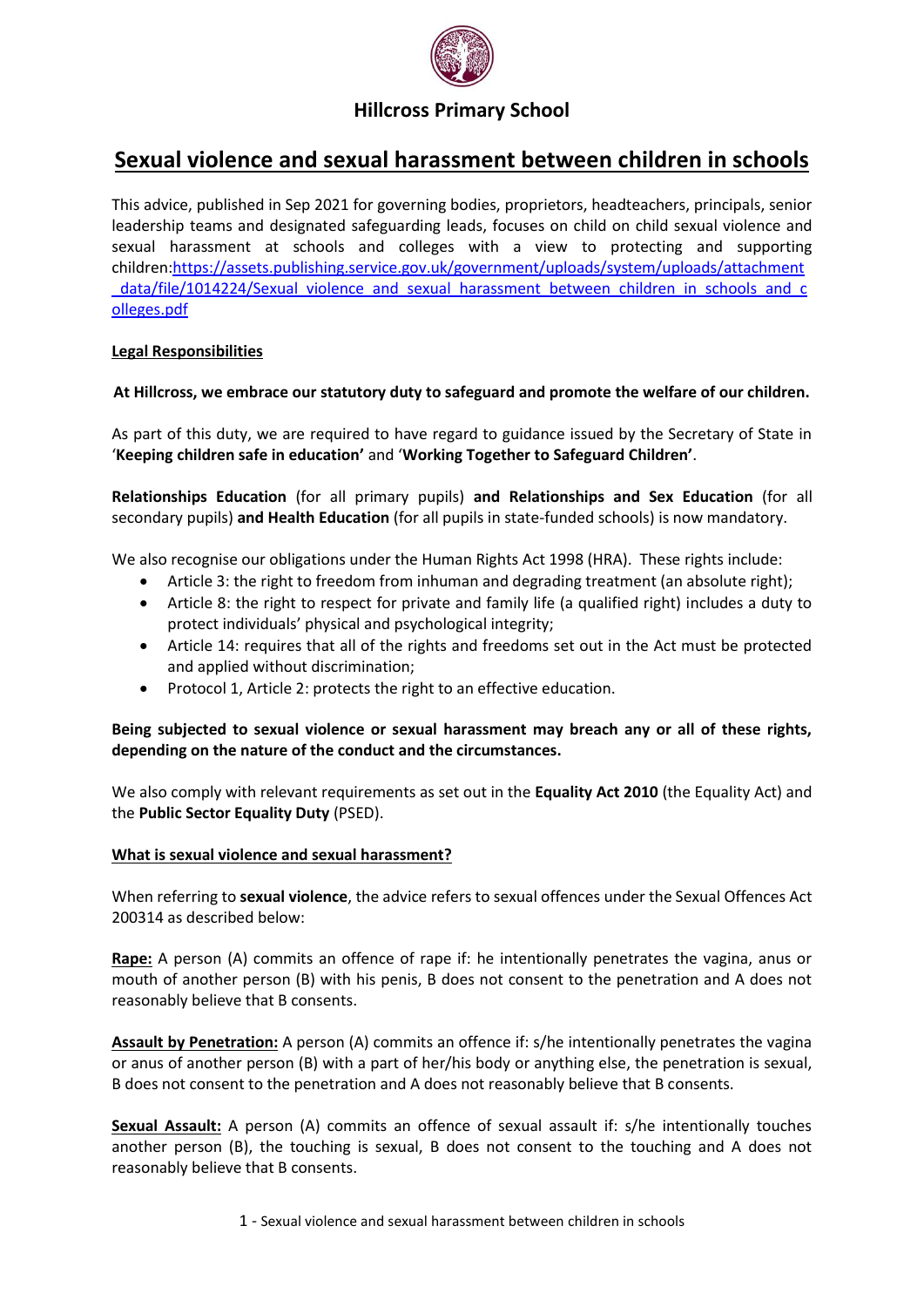# Hillcross Primary School

## Sexual violence and sexual harassment between children in schools

This advice, published in Sep 2021 for governing bodies, proprietors, headteachers, principals, senior leadership teams and designated safeguarding leads, focuses on child on child sexual violence and sexual harassment at schools and colleges with a view to protecting and supporting children:[https://assets.publishing.service.gov.uk/government/uploads/system/uploads/attachment_data/file/1014224/Sexual_violence_and_sexual_harassment_between_children_in_schools_and_colleges.pdf](https://assets.publishing.service.gov.uk/government/uploads/system/uploads/attachment_data/file/1014224/Sexual_violence_and_sexual_harassment_between_children_in_schools_and_colleges.pdf)

### Legal Responsibilities

**At Hillcross, we embrace our statutory duty to safeguard and promote the welfare of our children.**

As part of this duty, we are required to have regard to guidance issued by the Secretary of State in '**Keeping children safe in education'** and '**Working Together to Safeguard Children'**.

**Relationships Education** (for all primary pupils) **and Relationships and Sex Education** (for all secondary pupils) **and Health Education** (for all pupils in state-funded schools) is now mandatory.

We also recognise our obligations under the Human Rights Act 1998 (HRA). These rights include:

- Article 3: the right to freedom from inhuman and degrading treatment (an absolute right);
- Article 8: the right to respect for private and family life (a qualified right) includes a duty to protect individuals' physical and psychological integrity;
- Article 14: requires that all of the rights and freedoms set out in the Act must be protected and applied without discrimination;
- Protocol 1, Article 2: protects the right to an effective education.

**Being subjected to sexual violence or sexual harassment may breach any or all of these rights, depending on the nature of the conduct and the circumstances.**

We also comply with relevant requirements as set out in the **Equality Act 2010** (the Equality Act) and the **Public Sector Equality Duty** (PSED).

### What is sexual violence and sexual harassment?

When referring to **sexual violence**, the advice refers to sexual offences under the Sexual Offences Act 200314 as described below:

**Rape:** A person (A) commits an offence of rape if: he intentionally penetrates the vagina, anus or mouth of another person (B) with his penis, B does not consent to the penetration and A does not reasonably believe that B consents.

**Assault by Penetration:** A person (A) commits an offence if: s/he intentionally penetrates the vagina or anus of another person (B) with a part of her/his body or anything else, the penetration is sexual, B does not consent to the penetration and A does not reasonably believe that B consents.

**Sexual Assault:** A person (A) commits an offence of sexual assault if: s/he intentionally touches another person (B), the touching is sexual, B does not consent to the touching and A does not reasonably believe that B consents.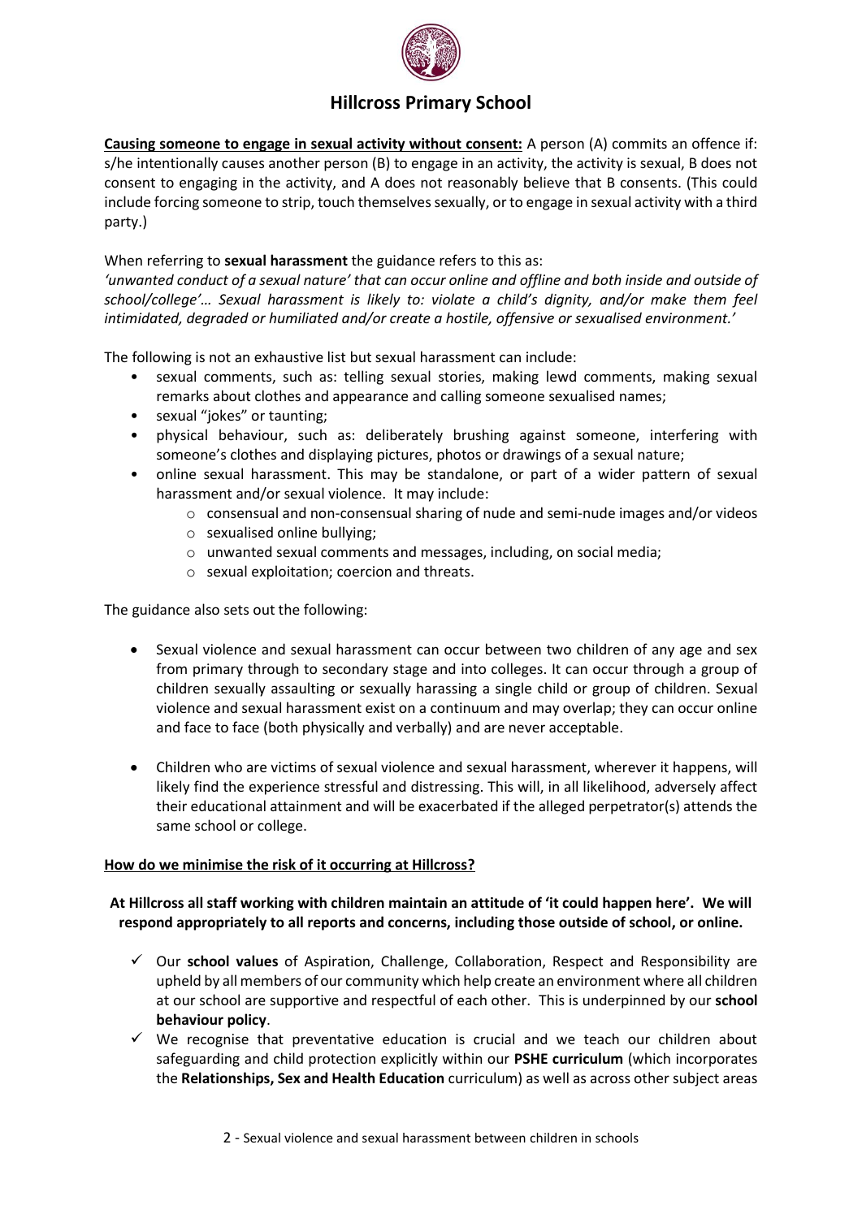**Causing someone to engage in sexual activity without consent:** A person (A) commits an offence if: s/he intentionally causes another person (B) to engage in an activity, the activity is sexual, B does not consent to engaging in the activity, and A does not reasonably believe that B consents. (This could include forcing someone to strip, touch themselves sexually, or to engage in sexual activity with a third party.)

When referring to **sexual harassment** the guidance refers to this as:
*'unwanted conduct of a sexual nature' that can occur online and offline and both inside and outside of school/college'… Sexual harassment is likely to: violate a child's dignity, and/or make them feel intimidated, degraded or humiliated and/or create a hostile, offensive or sexualised environment.'*

The following is not an exhaustive list but sexual harassment can include:

- sexual comments, such as: telling sexual stories, making lewd comments, making sexual remarks about clothes and appearance and calling someone sexualised names;
- sexual "jokes" or taunting;
- physical behaviour, such as: deliberately brushing against someone, interfering with someone's clothes and displaying pictures, photos or drawings of a sexual nature;
- online sexual harassment. This may be standalone, or part of a wider pattern of sexual harassment and/or sexual violence. It may include:
  - consensual and non-consensual sharing of nude and semi-nude images and/or videos
  - sexualised online bullying;
  - unwanted sexual comments and messages, including, on social media;
  - sexual exploitation; coercion and threats.

The guidance also sets out the following:

- Sexual violence and sexual harassment can occur between two children of any age and sex from primary through to secondary stage and into colleges. It can occur through a group of children sexually assaulting or sexually harassing a single child or group of children. Sexual violence and sexual harassment exist on a continuum and may overlap; they can occur online and face to face (both physically and verbally) and are never acceptable.

- Children who are victims of sexual violence and sexual harassment, wherever it happens, will likely find the experience stressful and distressing. This will, in all likelihood, adversely affect their educational attainment and will be exacerbated if the alleged perpetrator(s) attends the same school or college.

## How do we minimise the risk of it occurring at Hillcross?

**At Hillcross all staff working with children maintain an attitude of 'it could happen here'. We will respond appropriately to all reports and concerns, including those outside of school, or online.**

- ✓ Our **school values** of Aspiration, Challenge, Collaboration, Respect and Responsibility are upheld by all members of our community which help create an environment where all children at our school are supportive and respectful of each other. This is underpinned by our **school behaviour policy**.
- ✓ We recognise that preventative education is crucial and we teach our children about safeguarding and child protection explicitly within our **PSHE curriculum** (which incorporates the **Relationships, Sex and Health Education** curriculum) as well as across other subject areas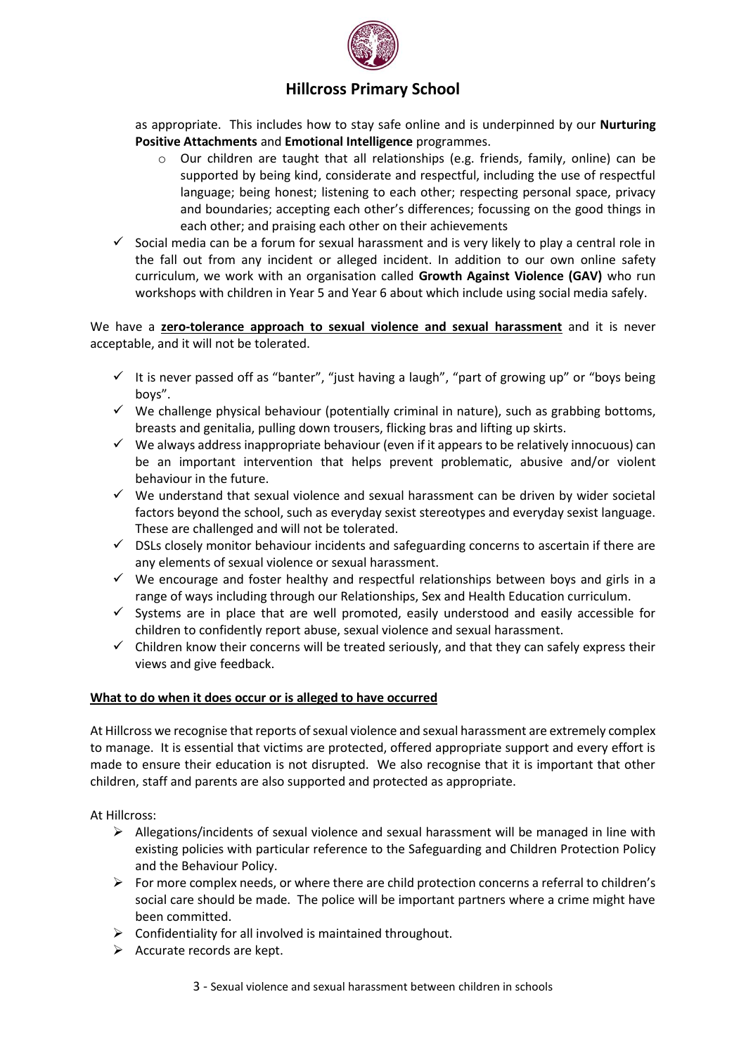as appropriate. This includes how to stay safe online and is underpinned by our **Nurturing Positive Attachments** and **Emotional Intelligence** programmes.

  - Our children are taught that all relationships (e.g. friends, family, online) can be supported by being kind, considerate and respectful, including the use of respectful language; being honest; listening to each other; respecting personal space, privacy and boundaries; accepting each other's differences; focussing on the good things in each other; and praising each other on their achievements

- ✓ Social media can be a forum for sexual harassment and is very likely to play a central role in the fall out from any incident or alleged incident. In addition to our own online safety curriculum, we work with an organisation called **Growth Against Violence (GAV)** who run workshops with children in Year 5 and Year 6 about which include using social media safely.

We have a **zero-tolerance approach to sexual violence and sexual harassment** and it is never acceptable, and it will not be tolerated.

- ✓ It is never passed off as "banter", "just having a laugh", "part of growing up" or "boys being boys".
- ✓ We challenge physical behaviour (potentially criminal in nature), such as grabbing bottoms, breasts and genitalia, pulling down trousers, flicking bras and lifting up skirts.
- ✓ We always address inappropriate behaviour (even if it appears to be relatively innocuous) can be an important intervention that helps prevent problematic, abusive and/or violent behaviour in the future.
- ✓ We understand that sexual violence and sexual harassment can be driven by wider societal factors beyond the school, such as everyday sexist stereotypes and everyday sexist language. These are challenged and will not be tolerated.
- ✓ DSLs closely monitor behaviour incidents and safeguarding concerns to ascertain if there are any elements of sexual violence or sexual harassment.
- ✓ We encourage and foster healthy and respectful relationships between boys and girls in a range of ways including through our Relationships, Sex and Health Education curriculum.
- ✓ Systems are in place that are well promoted, easily understood and easily accessible for children to confidently report abuse, sexual violence and sexual harassment.
- ✓ Children know their concerns will be treated seriously, and that they can safely express their views and give feedback.

**What to do when it does occur or is alleged to have occurred**

At Hillcross we recognise that reports of sexual violence and sexual harassment are extremely complex to manage. It is essential that victims are protected, offered appropriate support and every effort is made to ensure their education is not disrupted. We also recognise that it is important that other children, staff and parents are also supported and protected as appropriate.

At Hillcross:

- ➢ Allegations/incidents of sexual violence and sexual harassment will be managed in line with existing policies with particular reference to the Safeguarding and Children Protection Policy and the Behaviour Policy.
- ➢ For more complex needs, or where there are child protection concerns a referral to children's social care should be made. The police will be important partners where a crime might have been committed.
- ➢ Confidentiality for all involved is maintained throughout.
- ➢ Accurate records are kept.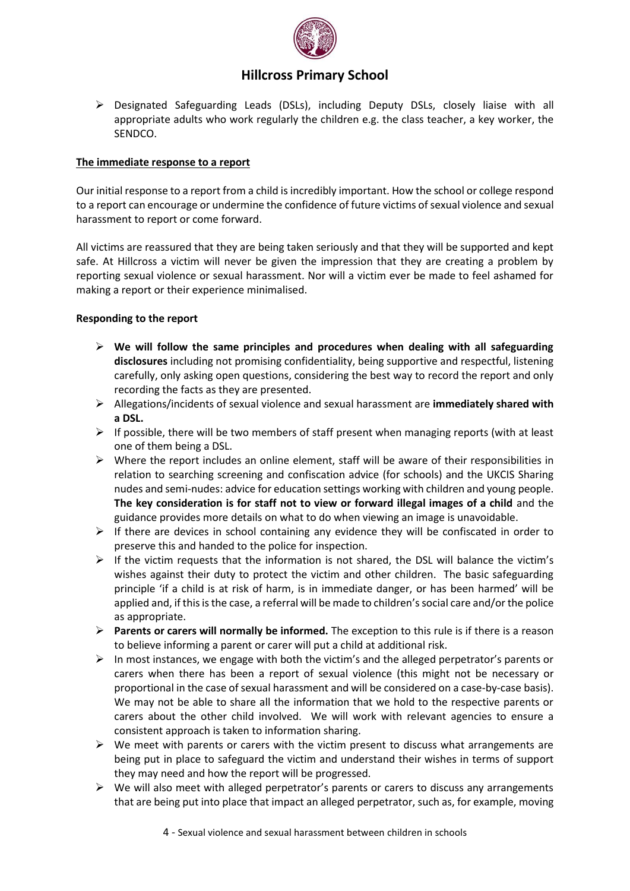- Designated Safeguarding Leads (DSLs), including Deputy DSLs, closely liaise with all appropriate adults who work regularly the children e.g. the class teacher, a key worker, the SENDCO.

**The immediate response to a report**

Our initial response to a report from a child is incredibly important. How the school or college respond to a report can encourage or undermine the confidence of future victims of sexual violence and sexual harassment to report or come forward.

All victims are reassured that they are being taken seriously and that they will be supported and kept safe. At Hillcross a victim will never be given the impression that they are creating a problem by reporting sexual violence or sexual harassment. Nor will a victim ever be made to feel ashamed for making a report or their experience minimalised.

**Responding to the report**

- **We will follow the same principles and procedures when dealing with all safeguarding disclosures** including not promising confidentiality, being supportive and respectful, listening carefully, only asking open questions, considering the best way to record the report and only recording the facts as they are presented.
- Allegations/incidents of sexual violence and sexual harassment are **immediately shared with a DSL.**
- If possible, there will be two members of staff present when managing reports (with at least one of them being a DSL.
- Where the report includes an online element, staff will be aware of their responsibilities in relation to searching screening and confiscation advice (for schools) and the UKCIS Sharing nudes and semi-nudes: advice for education settings working with children and young people. **The key consideration is for staff not to view or forward illegal images of a child** and the guidance provides more details on what to do when viewing an image is unavoidable.
- If there are devices in school containing any evidence they will be confiscated in order to preserve this and handed to the police for inspection.
- If the victim requests that the information is not shared, the DSL will balance the victim's wishes against their duty to protect the victim and other children. The basic safeguarding principle 'if a child is at risk of harm, is in immediate danger, or has been harmed' will be applied and, if this is the case, a referral will be made to children's social care and/or the police as appropriate.
- **Parents or carers will normally be informed.** The exception to this rule is if there is a reason to believe informing a parent or carer will put a child at additional risk.
- In most instances, we engage with both the victim's and the alleged perpetrator's parents or carers when there has been a report of sexual violence (this might not be necessary or proportional in the case of sexual harassment and will be considered on a case-by-case basis). We may not be able to share all the information that we hold to the respective parents or carers about the other child involved. We will work with relevant agencies to ensure a consistent approach is taken to information sharing.
- We meet with parents or carers with the victim present to discuss what arrangements are being put in place to safeguard the victim and understand their wishes in terms of support they may need and how the report will be progressed.
- We will also meet with alleged perpetrator's parents or carers to discuss any arrangements that are being put into place that impact an alleged perpetrator, such as, for example, moving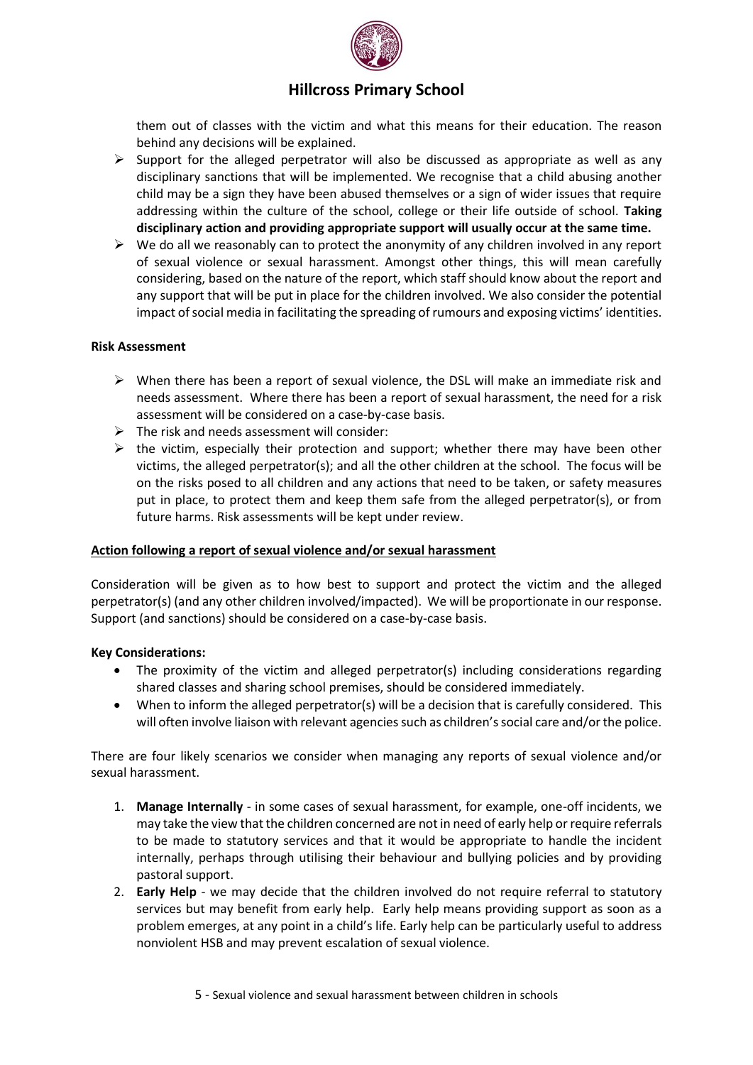them out of classes with the victim and what this means for their education. The reason behind any decisions will be explained.

- Support for the alleged perpetrator will also be discussed as appropriate as well as any disciplinary sanctions that will be implemented. We recognise that a child abusing another child may be a sign they have been abused themselves or a sign of wider issues that require addressing within the culture of the school, college or their life outside of school. **Taking disciplinary action and providing appropriate support will usually occur at the same time.**
- We do all we reasonably can to protect the anonymity of any children involved in any report of sexual violence or sexual harassment. Amongst other things, this will mean carefully considering, based on the nature of the report, which staff should know about the report and any support that will be put in place for the children involved. We also consider the potential impact of social media in facilitating the spreading of rumours and exposing victims' identities.

**Risk Assessment**

- When there has been a report of sexual violence, the DSL will make an immediate risk and needs assessment. Where there has been a report of sexual harassment, the need for a risk assessment will be considered on a case-by-case basis.
- The risk and needs assessment will consider:
- the victim, especially their protection and support; whether there may have been other victims, the alleged perpetrator(s); and all the other children at the school. The focus will be on the risks posed to all children and any actions that need to be taken, or safety measures put in place, to protect them and keep them safe from the alleged perpetrator(s), or from future harms. Risk assessments will be kept under review.

**Action following a report of sexual violence and/or sexual harassment**

Consideration will be given as to how best to support and protect the victim and the alleged perpetrator(s) (and any other children involved/impacted). We will be proportionate in our response. Support (and sanctions) should be considered on a case-by-case basis.

**Key Considerations:**

- The proximity of the victim and alleged perpetrator(s) including considerations regarding shared classes and sharing school premises, should be considered immediately.
- When to inform the alleged perpetrator(s) will be a decision that is carefully considered. This will often involve liaison with relevant agencies such as children's social care and/or the police.

There are four likely scenarios we consider when managing any reports of sexual violence and/or sexual harassment.

1. **Manage Internally** - in some cases of sexual harassment, for example, one-off incidents, we may take the view that the children concerned are not in need of early help or require referrals to be made to statutory services and that it would be appropriate to handle the incident internally, perhaps through utilising their behaviour and bullying policies and by providing pastoral support.
2. **Early Help** - we may decide that the children involved do not require referral to statutory services but may benefit from early help. Early help means providing support as soon as a problem emerges, at any point in a child's life. Early help can be particularly useful to address nonviolent HSB and may prevent escalation of sexual violence.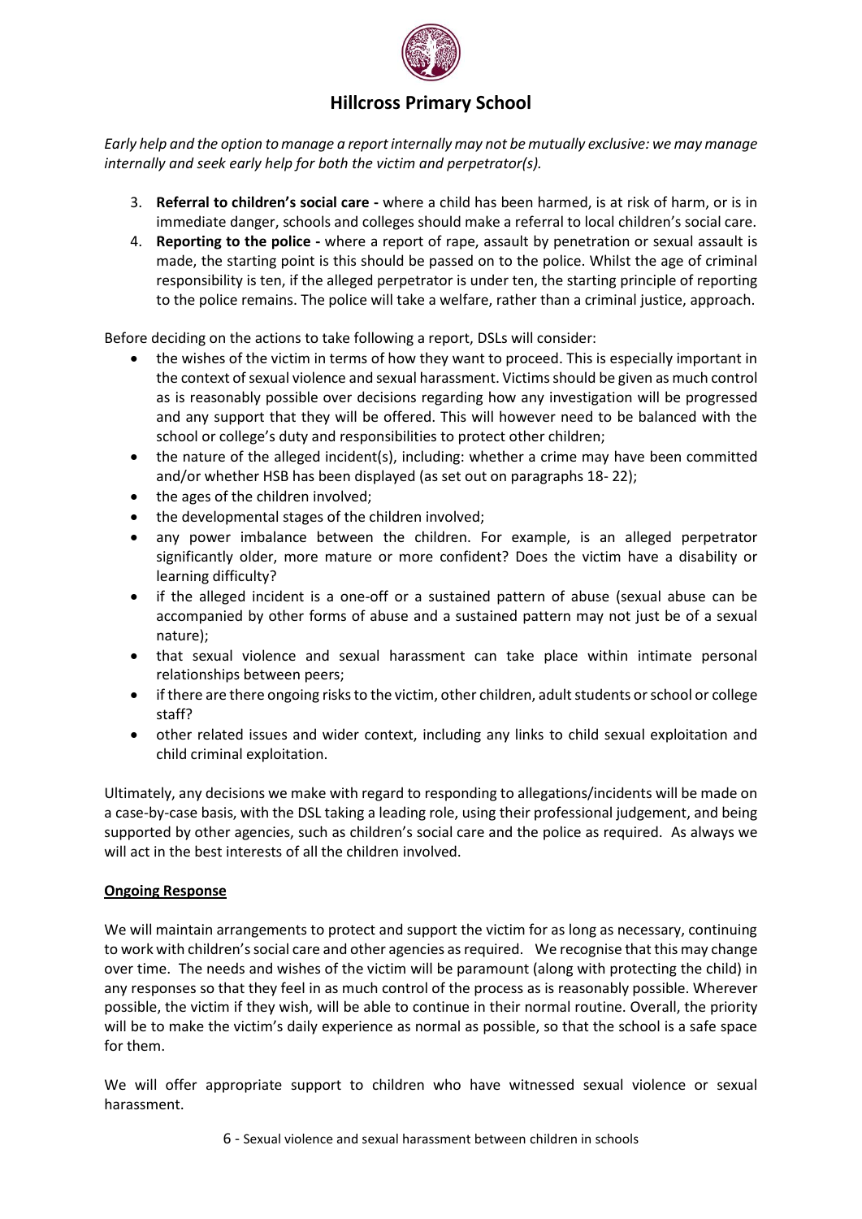*Early help and the option to manage a report internally may not be mutually exclusive: we may manage internally and seek early help for both the victim and perpetrator(s).*

3. **Referral to children's social care -** where a child has been harmed, is at risk of harm, or is in immediate danger, schools and colleges should make a referral to local children's social care.
4. **Reporting to the police -** where a report of rape, assault by penetration or sexual assault is made, the starting point is this should be passed on to the police. Whilst the age of criminal responsibility is ten, if the alleged perpetrator is under ten, the starting principle of reporting to the police remains. The police will take a welfare, rather than a criminal justice, approach.

Before deciding on the actions to take following a report, DSLs will consider:

- the wishes of the victim in terms of how they want to proceed. This is especially important in the context of sexual violence and sexual harassment. Victims should be given as much control as is reasonably possible over decisions regarding how any investigation will be progressed and any support that they will be offered. This will however need to be balanced with the school or college's duty and responsibilities to protect other children;
- the nature of the alleged incident(s), including: whether a crime may have been committed and/or whether HSB has been displayed (as set out on paragraphs 18- 22);
- the ages of the children involved;
- the developmental stages of the children involved;
- any power imbalance between the children. For example, is an alleged perpetrator significantly older, more mature or more confident? Does the victim have a disability or learning difficulty?
- if the alleged incident is a one-off or a sustained pattern of abuse (sexual abuse can be accompanied by other forms of abuse and a sustained pattern may not just be of a sexual nature);
- that sexual violence and sexual harassment can take place within intimate personal relationships between peers;
- if there are there ongoing risks to the victim, other children, adult students or school or college staff?
- other related issues and wider context, including any links to child sexual exploitation and child criminal exploitation.

Ultimately, any decisions we make with regard to responding to allegations/incidents will be made on a case-by-case basis, with the DSL taking a leading role, using their professional judgement, and being supported by other agencies, such as children's social care and the police as required. As always we will act in the best interests of all the children involved.

**Ongoing Response**

We will maintain arrangements to protect and support the victim for as long as necessary, continuing to work with children's social care and other agencies as required. We recognise that this may change over time. The needs and wishes of the victim will be paramount (along with protecting the child) in any responses so that they feel in as much control of the process as is reasonably possible. Wherever possible, the victim if they wish, will be able to continue in their normal routine. Overall, the priority will be to make the victim's daily experience as normal as possible, so that the school is a safe space for them.

We will offer appropriate support to children who have witnessed sexual violence or sexual harassment.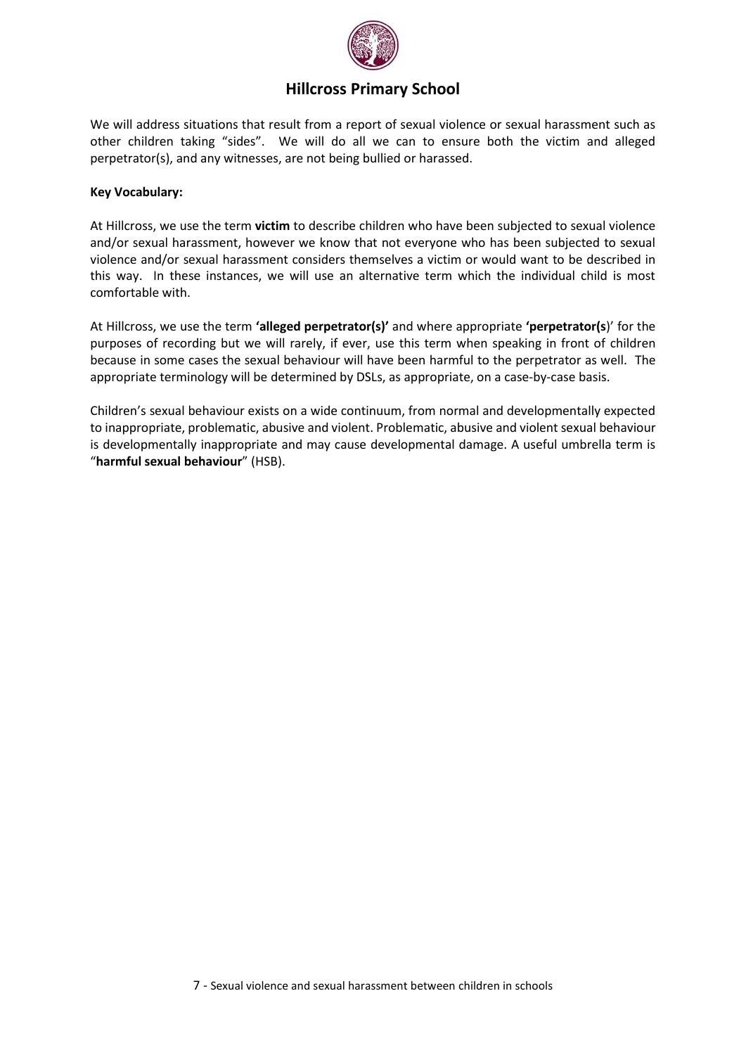We will address situations that result from a report of sexual violence or sexual harassment such as other children taking "sides". We will do all we can to ensure both the victim and alleged perpetrator(s), and any witnesses, are not being bullied or harassed.

**Key Vocabulary:**

At Hillcross, we use the term **victim** to describe children who have been subjected to sexual violence and/or sexual harassment, however we know that not everyone who has been subjected to sexual violence and/or sexual harassment considers themselves a victim or would want to be described in this way. In these instances, we will use an alternative term which the individual child is most comfortable with.

At Hillcross, we use the term **'alleged perpetrator(s)'** and where appropriate **'perpetrator(s**)' for the purposes of recording but we will rarely, if ever, use this term when speaking in front of children because in some cases the sexual behaviour will have been harmful to the perpetrator as well. The appropriate terminology will be determined by DSLs, as appropriate, on a case-by-case basis.

Children's sexual behaviour exists on a wide continuum, from normal and developmentally expected to inappropriate, problematic, abusive and violent. Problematic, abusive and violent sexual behaviour is developmentally inappropriate and may cause developmental damage. A useful umbrella term is "**harmful sexual behaviour**" (HSB).